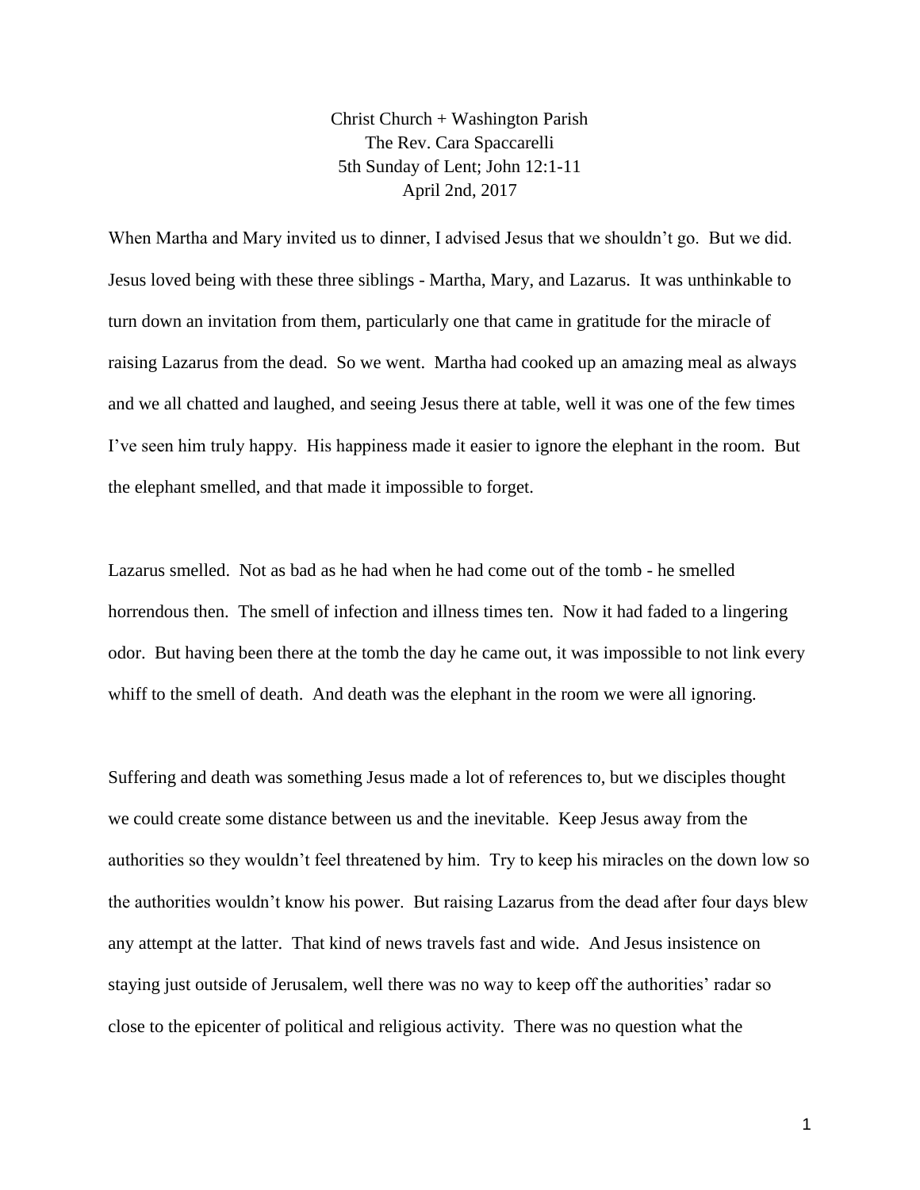Christ Church + Washington Parish
The Rev. Cara Spaccarelli
5th Sunday of Lent; John 12:1-11
April 2nd, 2017

When Martha and Mary invited us to dinner, I advised Jesus that we shouldn't go. But we did. Jesus loved being with these three siblings - Martha, Mary, and Lazarus. It was unthinkable to turn down an invitation from them, particularly one that came in gratitude for the miracle of raising Lazarus from the dead. So we went. Martha had cooked up an amazing meal as always and we all chatted and laughed, and seeing Jesus there at table, well it was one of the few times I've seen him truly happy. His happiness made it easier to ignore the elephant in the room. But the elephant smelled, and that made it impossible to forget.

Lazarus smelled. Not as bad as he had when he had come out of the tomb - he smelled horrendous then. The smell of infection and illness times ten. Now it had faded to a lingering odor. But having been there at the tomb the day he came out, it was impossible to not link every whiff to the smell of death. And death was the elephant in the room we were all ignoring.

Suffering and death was something Jesus made a lot of references to, but we disciples thought we could create some distance between us and the inevitable. Keep Jesus away from the authorities so they wouldn't feel threatened by him. Try to keep his miracles on the down low so the authorities wouldn't know his power. But raising Lazarus from the dead after four days blew any attempt at the latter. That kind of news travels fast and wide. And Jesus insistence on staying just outside of Jerusalem, well there was no way to keep off the authorities' radar so close to the epicenter of political and religious activity. There was no question what the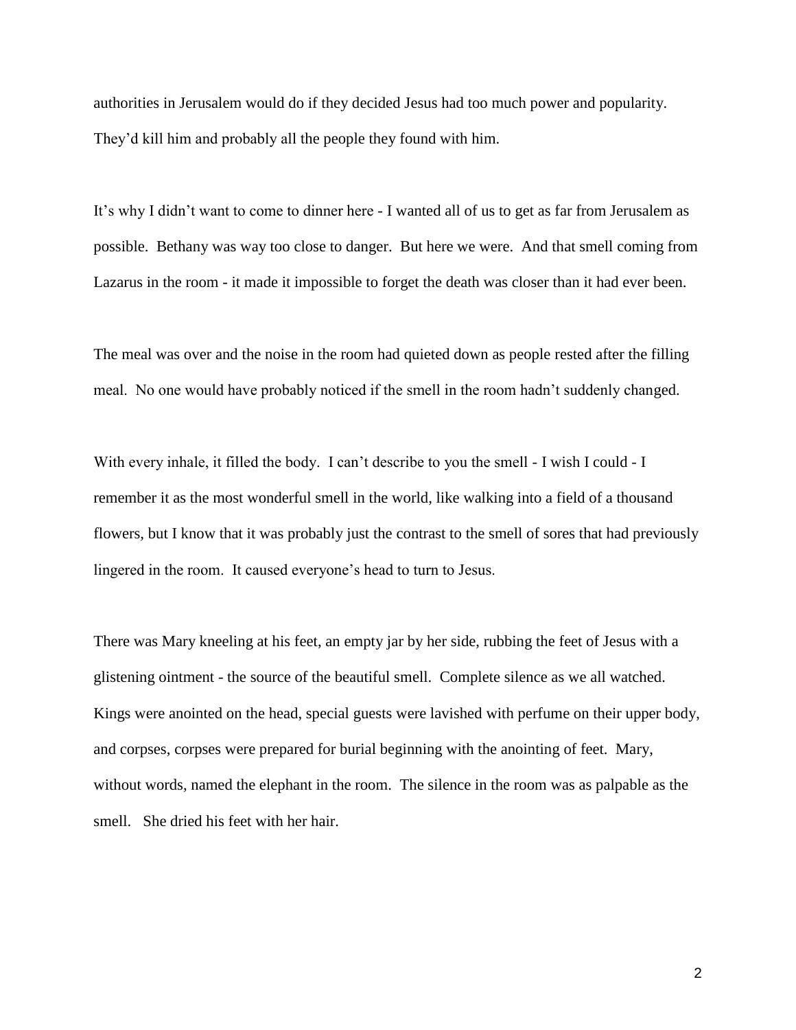authorities in Jerusalem would do if they decided Jesus had too much power and popularity. They'd kill him and probably all the people they found with him.

It's why I didn't want to come to dinner here - I wanted all of us to get as far from Jerusalem as possible. Bethany was way too close to danger. But here we were. And that smell coming from Lazarus in the room - it made it impossible to forget the death was closer than it had ever been.

The meal was over and the noise in the room had quieted down as people rested after the filling meal. No one would have probably noticed if the smell in the room hadn't suddenly changed.

With every inhale, it filled the body. I can't describe to you the smell - I wish I could - I remember it as the most wonderful smell in the world, like walking into a field of a thousand flowers, but I know that it was probably just the contrast to the smell of sores that had previously lingered in the room. It caused everyone's head to turn to Jesus.

There was Mary kneeling at his feet, an empty jar by her side, rubbing the feet of Jesus with a glistening ointment - the source of the beautiful smell. Complete silence as we all watched. Kings were anointed on the head, special guests were lavished with perfume on their upper body, and corpses, corpses were prepared for burial beginning with the anointing of feet. Mary, without words, named the elephant in the room. The silence in the room was as palpable as the smell. She dried his feet with her hair.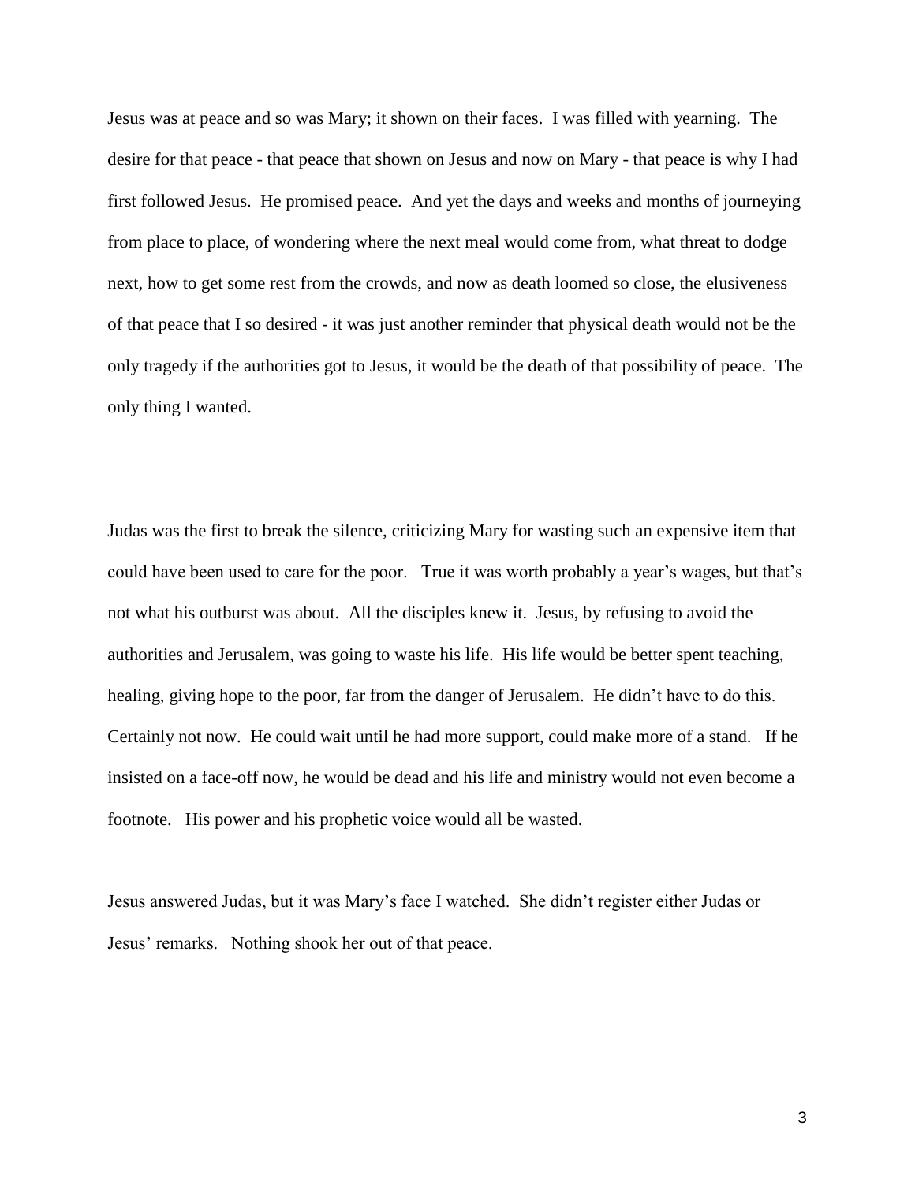Jesus was at peace and so was Mary; it shown on their faces. I was filled with yearning. The desire for that peace - that peace that shown on Jesus and now on Mary - that peace is why I had first followed Jesus. He promised peace. And yet the days and weeks and months of journeying from place to place, of wondering where the next meal would come from, what threat to dodge next, how to get some rest from the crowds, and now as death loomed so close, the elusiveness of that peace that I so desired - it was just another reminder that physical death would not be the only tragedy if the authorities got to Jesus, it would be the death of that possibility of peace. The only thing I wanted.

Judas was the first to break the silence, criticizing Mary for wasting such an expensive item that could have been used to care for the poor. True it was worth probably a year's wages, but that's not what his outburst was about. All the disciples knew it. Jesus, by refusing to avoid the authorities and Jerusalem, was going to waste his life. His life would be better spent teaching, healing, giving hope to the poor, far from the danger of Jerusalem. He didn't have to do this. Certainly not now. He could wait until he had more support, could make more of a stand. If he insisted on a face-off now, he would be dead and his life and ministry would not even become a footnote. His power and his prophetic voice would all be wasted.

Jesus answered Judas, but it was Mary's face I watched. She didn't register either Judas or Jesus' remarks. Nothing shook her out of that peace.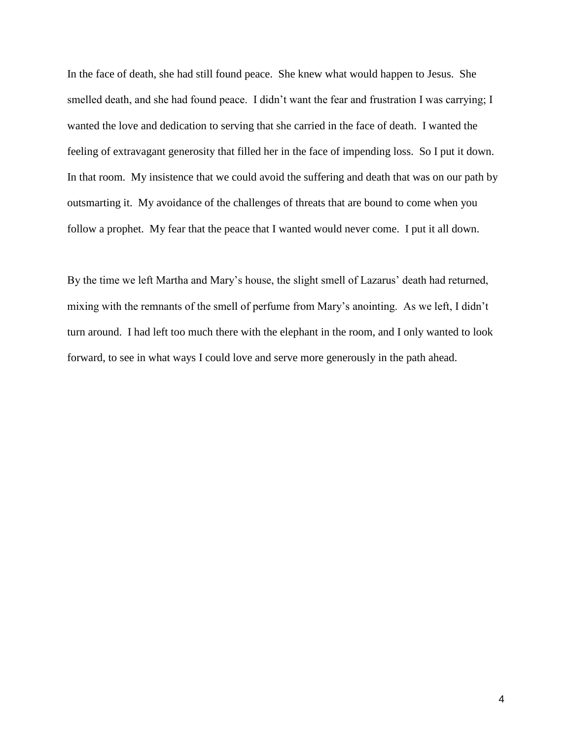In the face of death, she had still found peace. She knew what would happen to Jesus. She smelled death, and she had found peace. I didn't want the fear and frustration I was carrying; I wanted the love and dedication to serving that she carried in the face of death. I wanted the feeling of extravagant generosity that filled her in the face of impending loss. So I put it down. In that room. My insistence that we could avoid the suffering and death that was on our path by outsmarting it. My avoidance of the challenges of threats that are bound to come when you follow a prophet. My fear that the peace that I wanted would never come. I put it all down.

By the time we left Martha and Mary's house, the slight smell of Lazarus' death had returned, mixing with the remnants of the smell of perfume from Mary's anointing. As we left, I didn't turn around. I had left too much there with the elephant in the room, and I only wanted to look forward, to see in what ways I could love and serve more generously in the path ahead.